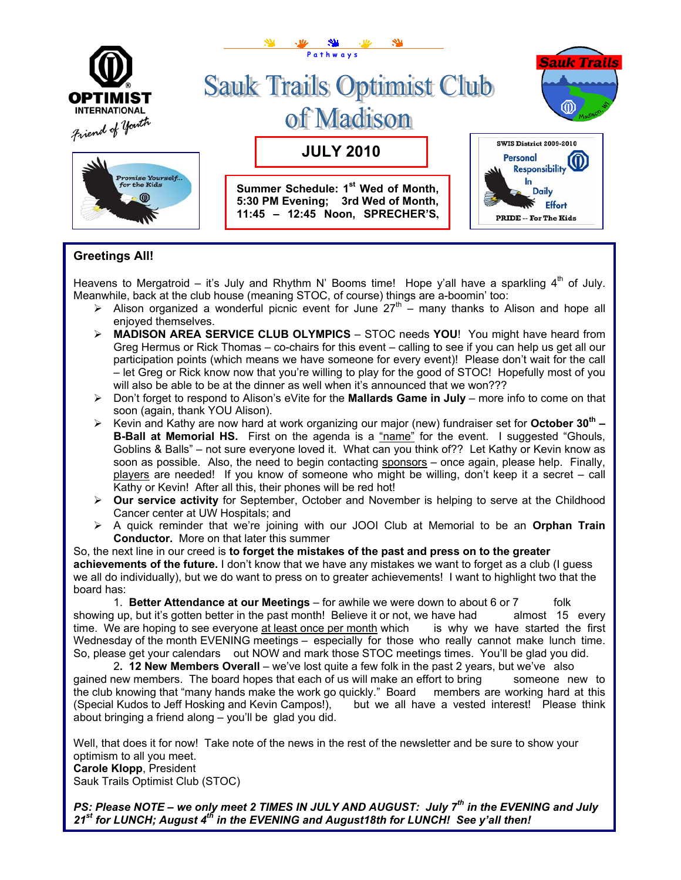OPTIMIST INTERNATIONAL

*Friend of Youth*

Pathways

# Sauk Trails Optimist Club of Madison

Sauk Trails

Madison, WI

*Promise Yourself... for the Kids*

**JULY 2010**

**Summer Schedule: 1st Wed of Month, 5:30 PM Evening; 3rd Wed of Month, 11:45 – 12:45 Noon, SPRECHER'S,**

SWIS District 2009-2010

Personal Responsibility In Daily Effort

PRIDE -- For The Kids

## Greetings All!

Heavens to Mergatroid – it's July and Rhythm N' Booms time! Hope y'all have a sparkling 4th of July. Meanwhile, back at the club house (meaning STOC, of course) things are a-boomin' too:

- Alison organized a wonderful picnic event for June 27th – many thanks to Alison and hope all enjoyed themselves.
- **MADISON AREA SERVICE CLUB OLYMPICS** – STOC needs **YOU**! You might have heard from Greg Hermus or Rick Thomas – co-chairs for this event – calling to see if you can help us get all our participation points (which means we have someone for every event)! Please don't wait for the call – let Greg or Rick know now that you're willing to play for the good of STOC! Hopefully most of you will also be able to be at the dinner as well when it's announced that we won???
- Don't forget to respond to Alison's eVite for the **Mallards Game in July** – more info to come on that soon (again, thank YOU Alison).
- Kevin and Kathy are now hard at work organizing our major (new) fundraiser set for **October 30th – B-Ball at Memorial HS.** First on the agenda is a "name" for the event. I suggested "Ghouls, Goblins & Balls" – not sure everyone loved it. What can you think of?? Let Kathy or Kevin know as soon as possible. Also, the need to begin contacting sponsors – once again, please help. Finally, players are needed! If you know of someone who might be willing, don't keep it a secret – call Kathy or Kevin! After all this, their phones will be red hot!
- **Our service activity** for September, October and November is helping to serve at the Childhood Cancer center at UW Hospitals; and
- A quick reminder that we're joining with our JOOI Club at Memorial to be an **Orphan Train Conductor.** More on that later this summer

So, the next line in our creed is **to forget the mistakes of the past and press on to the greater achievements of the future.** I don't know that we have any mistakes we want to forget as a club (I guess we all do individually), but we do want to press on to greater achievements! I want to highlight two that the board has:

1. **Better Attendance at our Meetings** – for awhile we were down to about 6 or 7 folk showing up, but it's gotten better in the past month! Believe it or not, we have had almost 15 every time. We are hoping to see everyone at least once per month which is why we have started the first Wednesday of the month EVENING meetings – especially for those who really cannot make lunch time. So, please get your calendars out NOW and mark those STOC meetings times. You'll be glad you did.
2. **12 New Members Overall** – we've lost quite a few folk in the past 2 years, but we've also gained new members. The board hopes that each of us will make an effort to bring someone new to the club knowing that "many hands make the work go quickly." Board members are working hard at this (Special Kudos to Jeff Hosking and Kevin Campos!), but we all have a vested interest! Please think about bringing a friend along – you'll be glad you did.

Well, that does it for now! Take note of the news in the rest of the newsletter and be sure to show your optimism to all you meet.

**Carole Klopp**, President
Sauk Trails Optimist Club (STOC)

***PS: Please NOTE – we only meet 2 TIMES IN JULY AND AUGUST: July 7th in the EVENING and July 21st for LUNCH; August 4th in the EVENING and August18th for LUNCH! See y'all then!***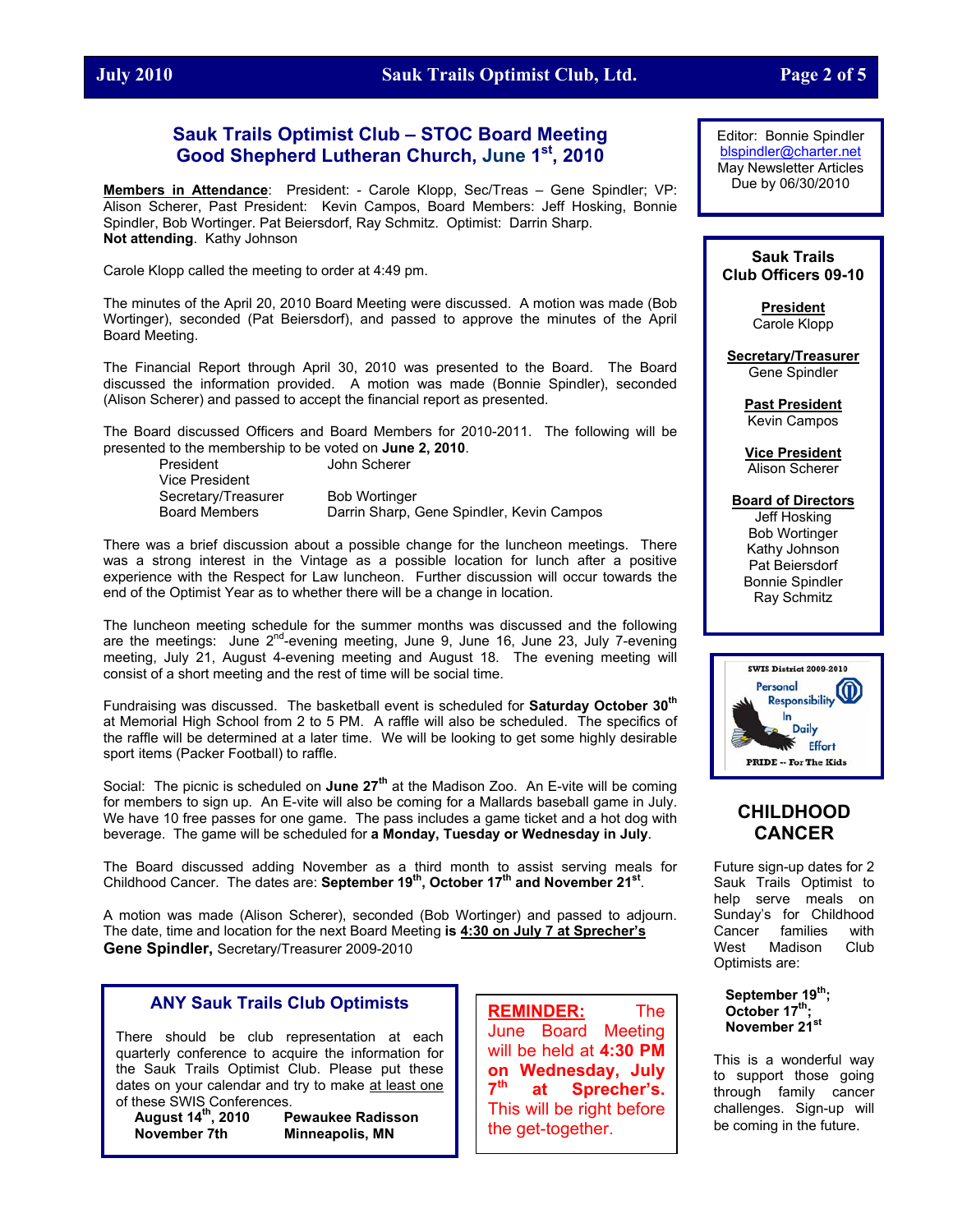## Sauk Trails Optimist Club – STOC Board Meeting
## Good Shepherd Lutheran Church, June 1st, 2010

**Members in Attendance**: President: - Carole Klopp, Sec/Treas – Gene Spindler; VP: Alison Scherer, Past President: Kevin Campos, Board Members: Jeff Hosking, Bonnie Spindler, Bob Wortinger. Pat Beiersdorf, Ray Schmitz. Optimist: Darrin Sharp.
**Not attending**. Kathy Johnson

Carole Klopp called the meeting to order at 4:49 pm.

The minutes of the April 20, 2010 Board Meeting were discussed. A motion was made (Bob Wortinger), seconded (Pat Beiersdorf), and passed to approve the minutes of the April Board Meeting.

The Financial Report through April 30, 2010 was presented to the Board. The Board discussed the information provided. A motion was made (Bonnie Spindler), seconded (Alison Scherer) and passed to accept the financial report as presented.

The Board discussed Officers and Board Members for 2010-2011. The following will be presented to the membership to be voted on **June 2, 2010**.

| | |
|---|---|
| President | John Scherer |
| Vice President | |
| Secretary/Treasurer | Bob Wortinger |
| Board Members | Darrin Sharp, Gene Spindler, Kevin Campos |

There was a brief discussion about a possible change for the luncheon meetings. There was a strong interest in the Vintage as a possible location for lunch after a positive experience with the Respect for Law luncheon. Further discussion will occur towards the end of the Optimist Year as to whether there will be a change in location.

The luncheon meeting schedule for the summer months was discussed and the following are the meetings: June 2nd-evening meeting, June 9, June 16, June 23, July 7-evening meeting, July 21, August 4-evening meeting and August 18. The evening meeting will consist of a short meeting and the rest of time will be social time.

Fundraising was discussed. The basketball event is scheduled for **Saturday October 30th** at Memorial High School from 2 to 5 PM. A raffle will also be scheduled. The specifics of the raffle will be determined at a later time. We will be looking to get some highly desirable sport items (Packer Football) to raffle.

Social: The picnic is scheduled on **June 27th** at the Madison Zoo. An E-vite will be coming for members to sign up. An E-vite will also be coming for a Mallards baseball game in July. We have 10 free passes for one game. The pass includes a game ticket and a hot dog with beverage. The game will be scheduled for **a Monday, Tuesday or Wednesday in July**.

The Board discussed adding November as a third month to assist serving meals for Childhood Cancer. The dates are: **September 19th, October 17th and November 21st**.

A motion was made (Alison Scherer), seconded (Bob Wortinger) and passed to adjourn. The date, time and location for the next Board Meeting **is 4:30 on July 7 at Sprecher's**
**Gene Spindler,** Secretary/Treasurer 2009-2010

### ANY Sauk Trails Club Optimists

There should be club representation at each quarterly conference to acquire the information for the Sauk Trails Optimist Club. Please put these dates on your calendar and try to make at least one of these SWIS Conferences.

| | |
|---|---|
| **August 14th, 2010** | **Pewaukee Radisson** |
| **November 7th** | **Minneapolis, MN** |

**REMINDER:** The June Board Meeting will be held at **4:30 PM on Wednesday, July 7th at Sprecher's.** This will be right before the get-together.

Editor: Bonnie Spindler
blspindler@charter.net
May Newsletter Articles
Due by 06/30/2010

### Sauk Trails Club Officers 09-10

**President**
Carole Klopp

**Secretary/Treasurer**
Gene Spindler

**Past President**
Kevin Campos

**Vice President**
Alison Scherer

**Board of Directors**
Jeff Hosking
Bob Wortinger
Kathy Johnson
Pat Beiersdorf
Bonnie Spindler
Ray Schmitz

SWIS District 2009-2010
Personal Responsibility In Daily Effort
PRIDE -- For The Kids

### CHILDHOOD CANCER

Future sign-up dates for 2 Sauk Trails Optimist to help serve meals on Sunday's for Childhood Cancer families with West Madison Club Optimists are:

**September 19th;**
**October 17th;**
**November 21st**

This is a wonderful way to support those going through family cancer challenges. Sign-up will be coming in the future.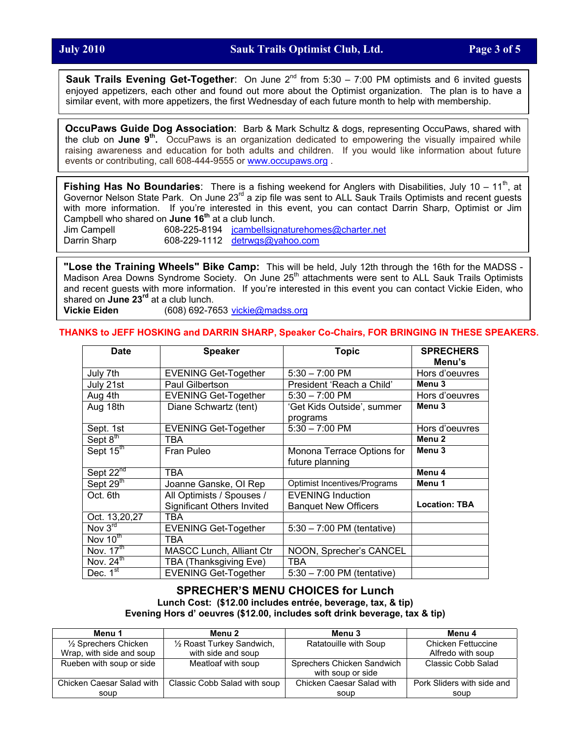**Sauk Trails Evening Get-Together**: On June 2nd from 5:30 – 7:00 PM optimists and 6 invited guests enjoyed appetizers, each other and found out more about the Optimist organization. The plan is to have a similar event, with more appetizers, the first Wednesday of each future month to help with membership.

**OccuPaws Guide Dog Association**: Barb & Mark Schultz & dogs, representing OccuPaws, shared with the club on **June 9th.** OccuPaws is an organization dedicated to empowering the visually impaired while raising awareness and education for both adults and children. If you would like information about future events or contributing, call 608-444-9555 or www.occupaws.org .

**Fishing Has No Boundaries**: There is a fishing weekend for Anglers with Disabilities, July 10 – 11th, at Governor Nelson State Park. On June 23rd a zip file was sent to ALL Sauk Trails Optimists and recent guests with more information. If you're interested in this event, you can contact Darrin Sharp, Optimist or Jim Campbell who shared on **June 16th** at a club lunch.

Jim Campell 608-225-8194 jcambellsignaturehomes@charter.net
Darrin Sharp 608-229-1112 detrwgs@yahoo.com

**"Lose the Training Wheels" Bike Camp:** This will be held, July 12th through the 16th for the MADSS - Madison Area Downs Syndrome Society. On June 25th attachments were sent to ALL Sauk Trails Optimists and recent guests with more information. If you're interested in this event you can contact Vickie Eiden, who shared on **June 23rd** at a club lunch.

**Vickie Eiden** (608) 692-7653 vickie@madss.org

**THANKS to JEFF HOSKING and DARRIN SHARP, Speaker Co-Chairs, FOR BRINGING IN THESE SPEAKERS.**

| Date | Speaker | Topic | SPRECHERS Menu's |
|---|---|---|---|
| July 7th | EVENING Get-Together | 5:30 – 7:00 PM | Hors d'oeuvres |
| July 21st | Paul Gilbertson | President 'Reach a Child' | **Menu 3** |
| Aug 4th | EVENING Get-Together | 5:30 – 7:00 PM | Hors d'oeuvres |
| Aug 18th | Diane Schwartz (tent) | 'Get Kids Outside', summer programs | **Menu 3** |
| Sept. 1st | EVENING Get-Together | 5:30 – 7:00 PM | Hors d'oeuvres |
| Sept 8th | TBA | | **Menu 2** |
| Sept 15th | Fran Puleo | Monona Terrace Options for future planning | **Menu 3** |
| Sept 22nd | TBA | | **Menu 4** |
| Sept 29th | Joanne Ganske, OI Rep | Optimist Incentives/Programs | **Menu 1** |
| Oct. 6th | All Optimists / Spouses / Significant Others Invited | EVENING Induction Banquet New Officers | **Location: TBA** |
| Oct. 13,20,27 | TBA | | |
| Nov 3rd | EVENING Get-Together | 5:30 – 7:00 PM (tentative) | |
| Nov 10th | TBA | | |
| Nov. 17th | MASCC Lunch, Alliant Ctr | NOON, Sprecher's CANCEL | |
| Nov. 24th | TBA (Thanksgiving Eve) | TBA | |
| Dec. 1st | EVENING Get-Together | 5:30 – 7:00 PM (tentative) | |

## SPRECHER'S MENU CHOICES for Lunch

**Lunch Cost: ($12.00 includes entrée, beverage, tax, & tip)**
**Evening Hors d' oeuvres ($12.00, includes soft drink beverage, tax & tip)**

| Menu 1 | Menu 2 | Menu 3 | Menu 4 |
|---|---|---|---|
| ½ Sprechers Chicken Wrap, with side and soup | ½ Roast Turkey Sandwich, with side and soup | Ratatouille with Soup | Chicken Fettuccine Alfredo with soup |
| Rueben with soup or side | Meatloaf with soup | Sprechers Chicken Sandwich with soup or side | Classic Cobb Salad |
| Chicken Caesar Salad with soup | Classic Cobb Salad with soup | Chicken Caesar Salad with soup | Pork Sliders with side and soup |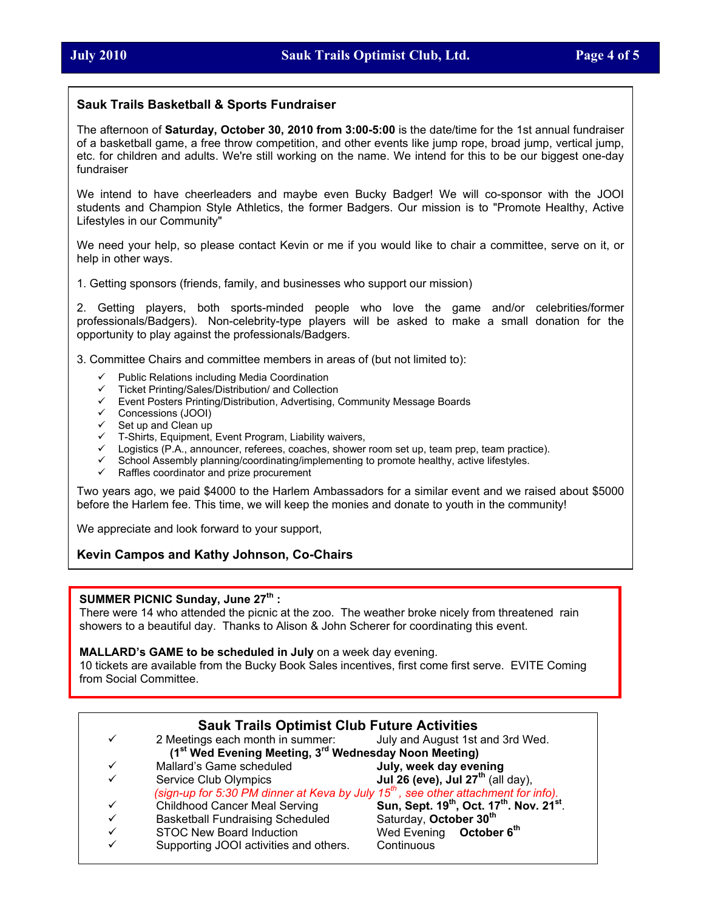## Sauk Trails Basketball & Sports Fundraiser

The afternoon of **Saturday, October 30, 2010 from 3:00-5:00** is the date/time for the 1st annual fundraiser of a basketball game, a free throw competition, and other events like jump rope, broad jump, vertical jump, etc. for children and adults. We're still working on the name. We intend for this to be our biggest one-day fundraiser

We intend to have cheerleaders and maybe even Bucky Badger! We will co-sponsor with the JOOI students and Champion Style Athletics, the former Badgers. Our mission is to "Promote Healthy, Active Lifestyles in our Community"

We need your help, so please contact Kevin or me if you would like to chair a committee, serve on it, or help in other ways.

1. Getting sponsors (friends, family, and businesses who support our mission)

2. Getting players, both sports-minded people who love the game and/or celebrities/former professionals/Badgers). Non-celebrity-type players will be asked to make a small donation for the opportunity to play against the professionals/Badgers.

3. Committee Chairs and committee members in areas of (but not limited to):

- ✓ Public Relations including Media Coordination
- ✓ Ticket Printing/Sales/Distribution/ and Collection
- ✓ Event Posters Printing/Distribution, Advertising, Community Message Boards
- ✓ Concessions (JOOI)
- ✓ Set up and Clean up
- ✓ T-Shirts, Equipment, Event Program, Liability waivers,
- ✓ Logistics (P.A., announcer, referees, coaches, shower room set up, team prep, team practice).
- ✓ School Assembly planning/coordinating/implementing to promote healthy, active lifestyles.
- ✓ Raffles coordinator and prize procurement

Two years ago, we paid $4000 to the Harlem Ambassadors for a similar event and we raised about $5000 before the Harlem fee. This time, we will keep the monies and donate to youth in the community!

We appreciate and look forward to your support,

**Kevin Campos and Kathy Johnson, Co-Chairs**

**SUMMER PICNIC Sunday, June 27th :**
There were 14 who attended the picnic at the zoo. The weather broke nicely from threatened rain showers to a beautiful day. Thanks to Alison & John Scherer for coordinating this event.

**MALLARD's GAME to be scheduled in July** on a week day evening.
10 tickets are available from the Bucky Book Sales incentives, first come first serve. EVITE Coming from Social Committee.

## Sauk Trails Optimist Club Future Activities

- ✓ 2 Meetings each month in summer: July and August 1st and 3rd Wed.
  **(1st Wed Evening Meeting, 3rd Wednesday Noon Meeting)**
- ✓ Mallard's Game scheduled — **July, week day evening**
- ✓ Service Club Olympics — **Jul 26 (eve), Jul 27th** (all day),
  *(sign-up for 5:30 PM dinner at Keva by July 15th , see other attachment for info).*
- ✓ Childhood Cancer Meal Serving — **Sun, Sept. 19th, Oct. 17th. Nov. 21st**.
- ✓ Basketball Fundraising Scheduled — Saturday, **October 30th**
- ✓ STOC New Board Induction — Wed Evening **October 6th**
- ✓ Supporting JOOI activities and others. — Continuous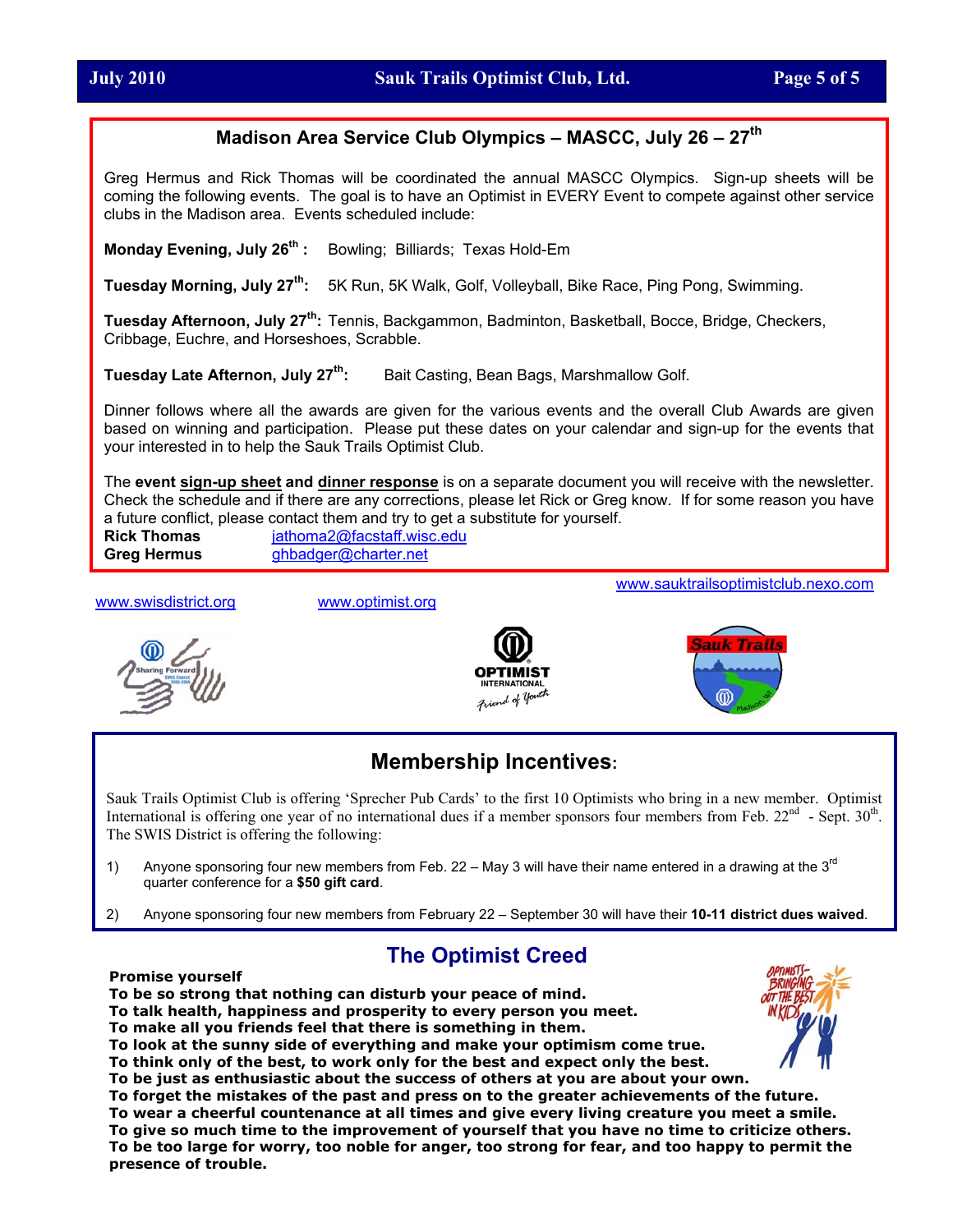## Madison Area Service Club Olympics – MASCC, July 26 – 27th

Greg Hermus and Rick Thomas will be coordinated the annual MASCC Olympics. Sign-up sheets will be coming the following events. The goal is to have an Optimist in EVERY Event to compete against other service clubs in the Madison area. Events scheduled include:

**Monday Evening, July 26th :** Bowling; Billiards; Texas Hold-Em

**Tuesday Morning, July 27th:** 5K Run, 5K Walk, Golf, Volleyball, Bike Race, Ping Pong, Swimming.

**Tuesday Afternoon, July 27th:** Tennis, Backgammon, Badminton, Basketball, Bocce, Bridge, Checkers, Cribbage, Euchre, and Horseshoes, Scrabble.

**Tuesday Late Afternon, July 27th:** Bait Casting, Bean Bags, Marshmallow Golf.

Dinner follows where all the awards are given for the various events and the overall Club Awards are given based on winning and participation. Please put these dates on your calendar and sign-up for the events that your interested in to help the Sauk Trails Optimist Club.

The **event sign-up sheet and dinner response** is on a separate document you will receive with the newsletter. Check the schedule and if there are any corrections, please let Rick or Greg know. If for some reason you have a future conflict, please contact them and try to get a substitute for yourself.

**Rick Thomas** jathoma2@facstaff.wisc.edu
**Greg Hermus** ghbadger@charter.net

www.sauktrailsoptimistclub.nexo.com

www.swisdistrict.org www.optimist.org

## Membership Incentives:

Sauk Trails Optimist Club is offering 'Sprecher Pub Cards' to the first 10 Optimists who bring in a new member. Optimist International is offering one year of no international dues if a member sponsors four members from Feb. 22nd - Sept. 30th. The SWIS District is offering the following:

1) Anyone sponsoring four new members from Feb. 22 – May 3 will have their name entered in a drawing at the 3rd quarter conference for a **$50 gift card**.

2) Anyone sponsoring four new members from February 22 – September 30 will have their **10-11 district dues waived**.

## The Optimist Creed

**Promise yourself**
**To be so strong that nothing can disturb your peace of mind.**
**To talk health, happiness and prosperity to every person you meet.**
**To make all you friends feel that there is something in them.**
**To look at the sunny side of everything and make your optimism come true.**
**To think only of the best, to work only for the best and expect only the best.**
**To be just as enthusiastic about the success of others at you are about your own.**
**To forget the mistakes of the past and press on to the greater achievements of the future.**
**To wear a cheerful countenance at all times and give every living creature you meet a smile.**
**To give so much time to the improvement of yourself that you have no time to criticize others.**
**To be too large for worry, too noble for anger, too strong for fear, and too happy to permit the presence of trouble.**